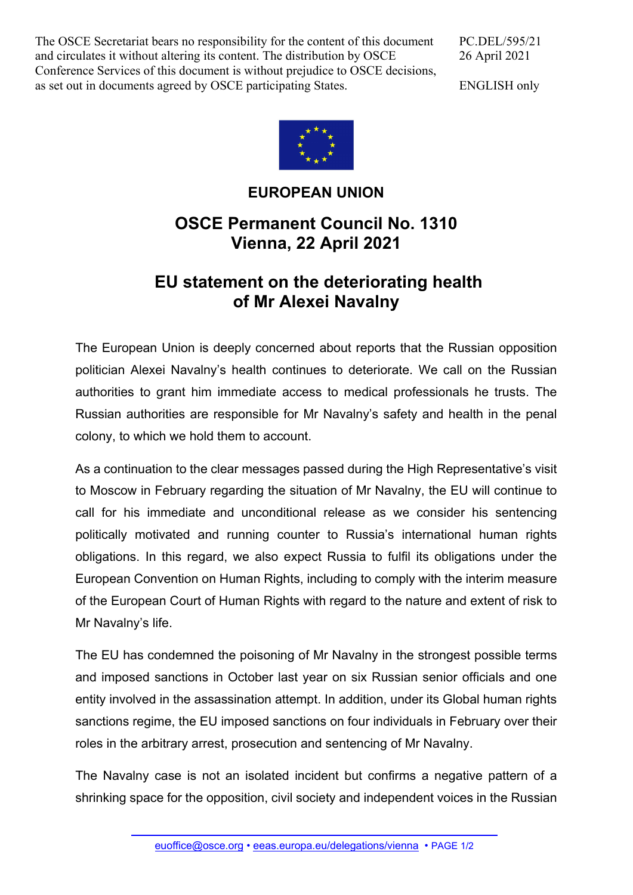The OSCE Secretariat bears no responsibility for the content of this document and circulates it without altering its content. The distribution by OSCE Conference Services of this document is without prejudice to OSCE decisions, as set out in documents agreed by OSCE participating States.

PC.DEL/595/21
26 April 2021

ENGLISH only

**EUROPEAN UNION**

## OSCE Permanent Council No. 1310
## Vienna, 22 April 2021

# EU statement on the deteriorating health of Mr Alexei Navalny

The European Union is deeply concerned about reports that the Russian opposition politician Alexei Navalny's health continues to deteriorate. We call on the Russian authorities to grant him immediate access to medical professionals he trusts. The Russian authorities are responsible for Mr Navalny's safety and health in the penal colony, to which we hold them to account.

As a continuation to the clear messages passed during the High Representative's visit to Moscow in February regarding the situation of Mr Navalny, the EU will continue to call for his immediate and unconditional release as we consider his sentencing politically motivated and running counter to Russia's international human rights obligations. In this regard, we also expect Russia to fulfil its obligations under the European Convention on Human Rights, including to comply with the interim measure of the European Court of Human Rights with regard to the nature and extent of risk to Mr Navalny's life.

The EU has condemned the poisoning of Mr Navalny in the strongest possible terms and imposed sanctions in October last year on six Russian senior officials and one entity involved in the assassination attempt. In addition, under its Global human rights sanctions regime, the EU imposed sanctions on four individuals in February over their roles in the arbitrary arrest, prosecution and sentencing of Mr Navalny.

The Navalny case is not an isolated incident but confirms a negative pattern of a shrinking space for the opposition, civil society and independent voices in the Russian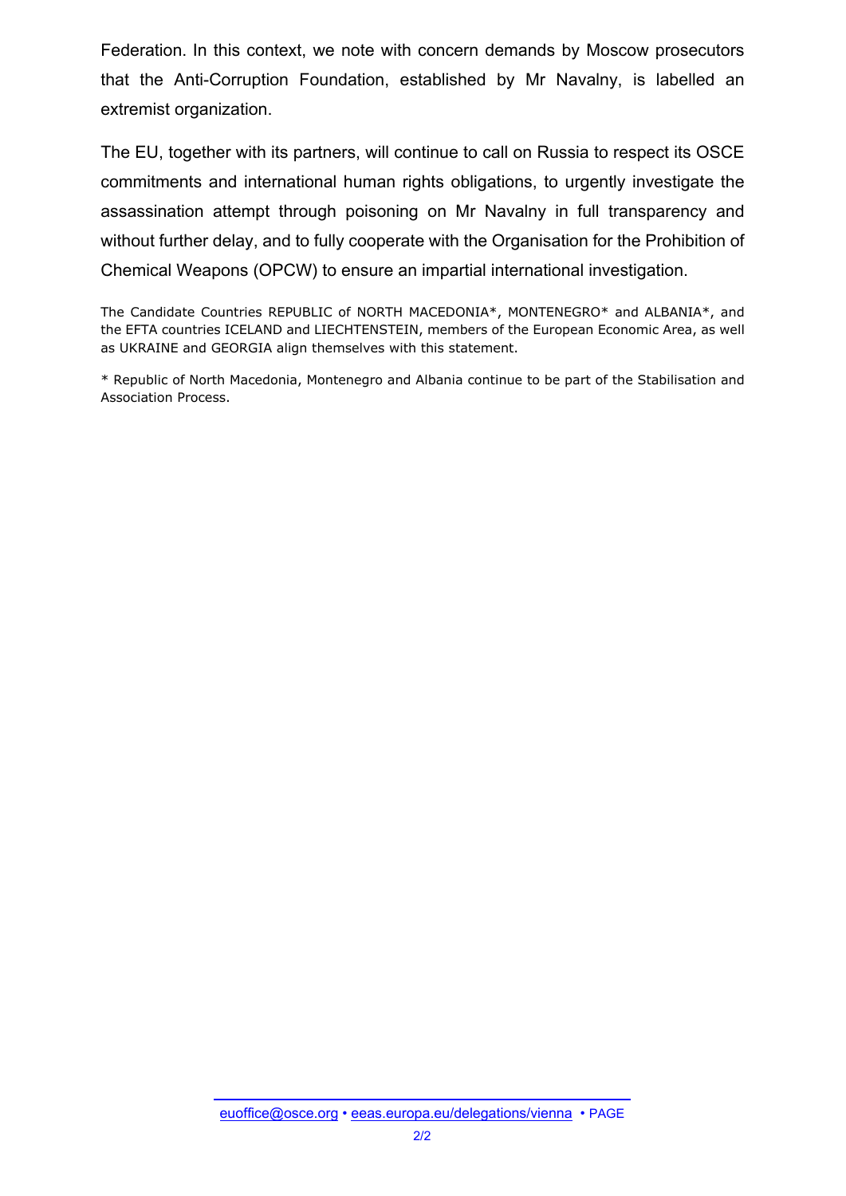Federation. In this context, we note with concern demands by Moscow prosecutors that the Anti-Corruption Foundation, established by Mr Navalny, is labelled an extremist organization.

The EU, together with its partners, will continue to call on Russia to respect its OSCE commitments and international human rights obligations, to urgently investigate the assassination attempt through poisoning on Mr Navalny in full transparency and without further delay, and to fully cooperate with the Organisation for the Prohibition of Chemical Weapons (OPCW) to ensure an impartial international investigation.

The Candidate Countries REPUBLIC of NORTH MACEDONIA*, MONTENEGRO* and ALBANIA*, and the EFTA countries ICELAND and LIECHTENSTEIN, members of the European Economic Area, as well as UKRAINE and GEORGIA align themselves with this statement.

* Republic of North Macedonia, Montenegro and Albania continue to be part of the Stabilisation and Association Process.

euoffice@osce.org • eeas.europa.eu/delegations/vienna